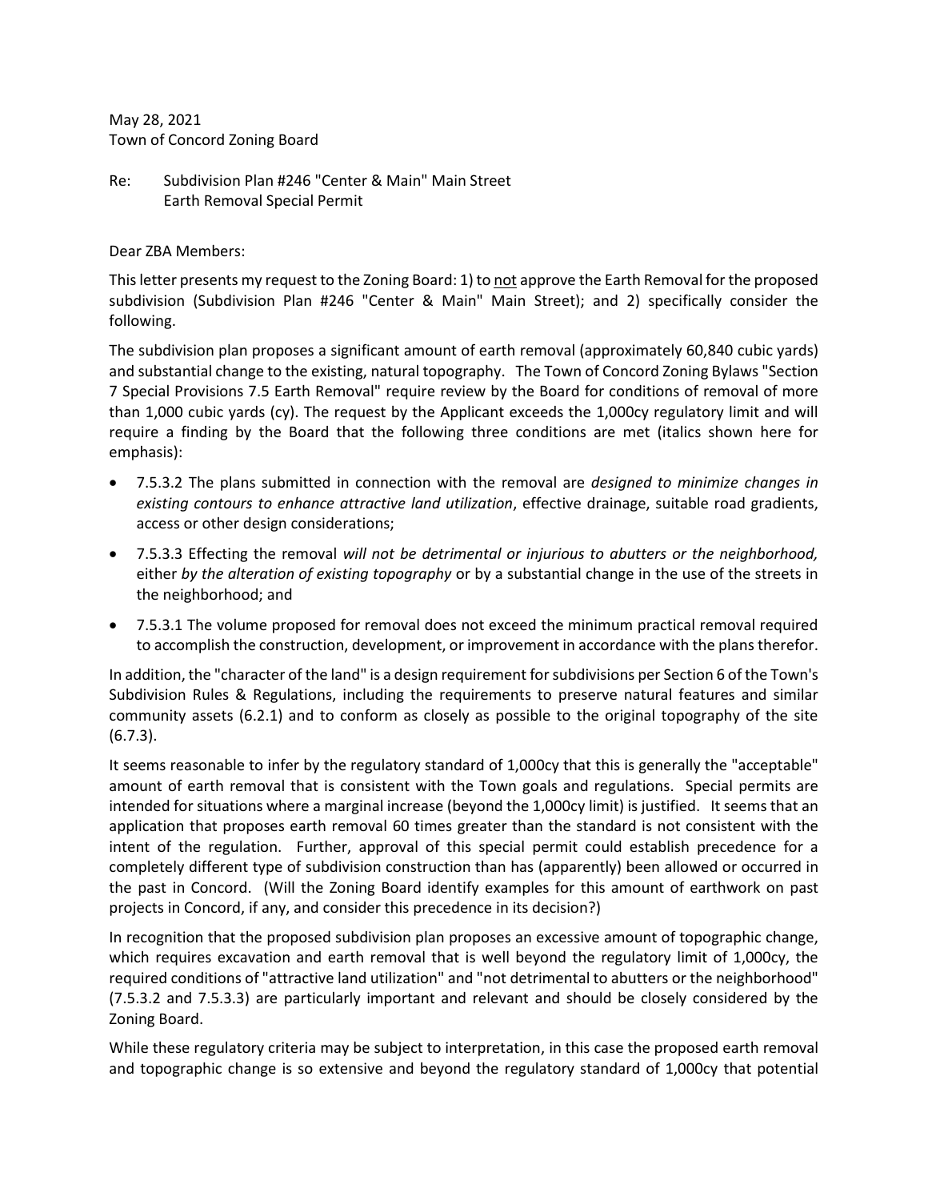May 28, 2021
Town of Concord Zoning Board

Re: Subdivision Plan #246 "Center & Main" Main Street
Earth Removal Special Permit

Dear ZBA Members:

This letter presents my request to the Zoning Board: 1) to <u>not</u> approve the Earth Removal for the proposed subdivision (Subdivision Plan #246 "Center & Main" Main Street); and 2) specifically consider the following.

The subdivision plan proposes a significant amount of earth removal (approximately 60,840 cubic yards) and substantial change to the existing, natural topography. The Town of Concord Zoning Bylaws "Section 7 Special Provisions 7.5 Earth Removal" require review by the Board for conditions of removal of more than 1,000 cubic yards (cy). The request by the Applicant exceeds the 1,000cy regulatory limit and will require a finding by the Board that the following three conditions are met (italics shown here for emphasis):

- 7.5.3.2 The plans submitted in connection with the removal are *designed to minimize changes in existing contours to enhance attractive land utilization*, effective drainage, suitable road gradients, access or other design considerations;
- 7.5.3.3 Effecting the removal *will not be detrimental or injurious to abutters or the neighborhood,* either *by the alteration of existing topography* or by a substantial change in the use of the streets in the neighborhood; and
- 7.5.3.1 The volume proposed for removal does not exceed the minimum practical removal required to accomplish the construction, development, or improvement in accordance with the plans therefor.

In addition, the "character of the land" is a design requirement for subdivisions per Section 6 of the Town's Subdivision Rules & Regulations, including the requirements to preserve natural features and similar community assets (6.2.1) and to conform as closely as possible to the original topography of the site (6.7.3).

It seems reasonable to infer by the regulatory standard of 1,000cy that this is generally the "acceptable" amount of earth removal that is consistent with the Town goals and regulations. Special permits are intended for situations where a marginal increase (beyond the 1,000cy limit) is justified. It seems that an application that proposes earth removal 60 times greater than the standard is not consistent with the intent of the regulation. Further, approval of this special permit could establish precedence for a completely different type of subdivision construction than has (apparently) been allowed or occurred in the past in Concord. (Will the Zoning Board identify examples for this amount of earthwork on past projects in Concord, if any, and consider this precedence in its decision?)

In recognition that the proposed subdivision plan proposes an excessive amount of topographic change, which requires excavation and earth removal that is well beyond the regulatory limit of 1,000cy, the required conditions of "attractive land utilization" and "not detrimental to abutters or the neighborhood" (7.5.3.2 and 7.5.3.3) are particularly important and relevant and should be closely considered by the Zoning Board.

While these regulatory criteria may be subject to interpretation, in this case the proposed earth removal and topographic change is so extensive and beyond the regulatory standard of 1,000cy that potential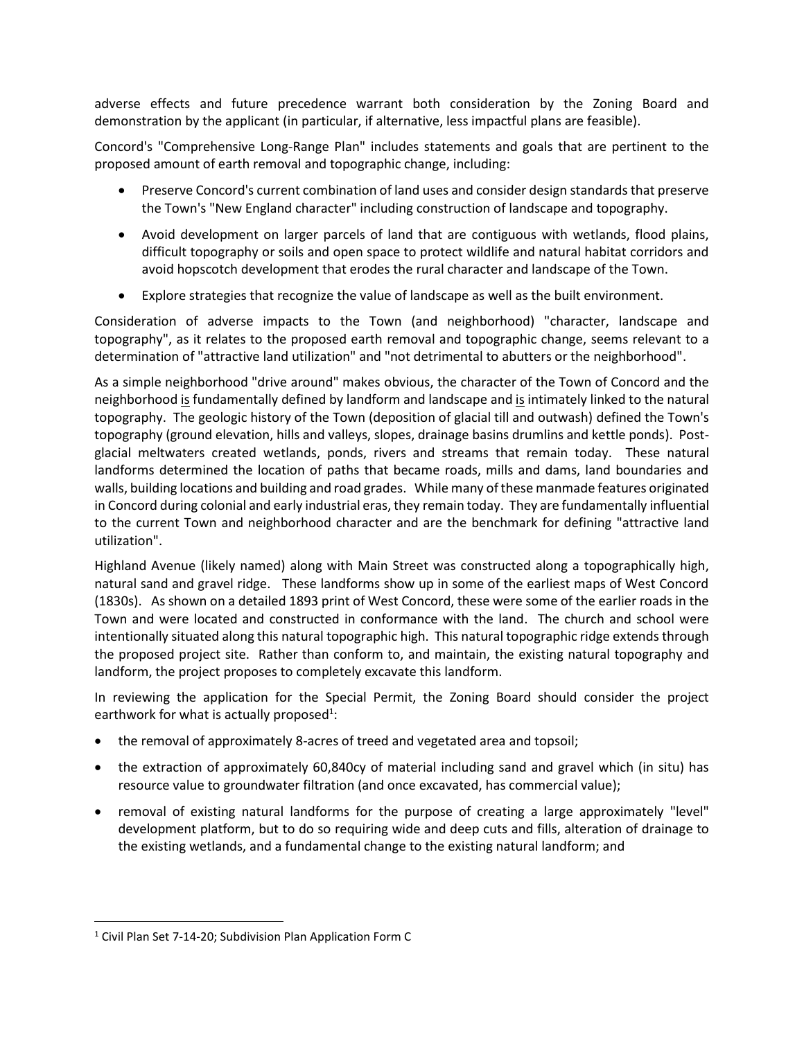adverse effects and future precedence warrant both consideration by the Zoning Board and demonstration by the applicant (in particular, if alternative, less impactful plans are feasible).

Concord's "Comprehensive Long-Range Plan" includes statements and goals that are pertinent to the proposed amount of earth removal and topographic change, including:

- Preserve Concord's current combination of land uses and consider design standards that preserve the Town's "New England character" including construction of landscape and topography.
- Avoid development on larger parcels of land that are contiguous with wetlands, flood plains, difficult topography or soils and open space to protect wildlife and natural habitat corridors and avoid hopscotch development that erodes the rural character and landscape of the Town.
- Explore strategies that recognize the value of landscape as well as the built environment.

Consideration of adverse impacts to the Town (and neighborhood) "character, landscape and topography", as it relates to the proposed earth removal and topographic change, seems relevant to a determination of "attractive land utilization" and "not detrimental to abutters or the neighborhood".

As a simple neighborhood "drive around" makes obvious, the character of the Town of Concord and the neighborhood <u>is</u> fundamentally defined by landform and landscape and <u>is</u> intimately linked to the natural topography. The geologic history of the Town (deposition of glacial till and outwash) defined the Town's topography (ground elevation, hills and valleys, slopes, drainage basins drumlins and kettle ponds). Post-glacial meltwaters created wetlands, ponds, rivers and streams that remain today. These natural landforms determined the location of paths that became roads, mills and dams, land boundaries and walls, building locations and building and road grades. While many of these manmade features originated in Concord during colonial and early industrial eras, they remain today. They are fundamentally influential to the current Town and neighborhood character and are the benchmark for defining "attractive land utilization".

Highland Avenue (likely named) along with Main Street was constructed along a topographically high, natural sand and gravel ridge. These landforms show up in some of the earliest maps of West Concord (1830s). As shown on a detailed 1893 print of West Concord, these were some of the earlier roads in the Town and were located and constructed in conformance with the land. The church and school were intentionally situated along this natural topographic high. This natural topographic ridge extends through the proposed project site. Rather than conform to, and maintain, the existing natural topography and landform, the project proposes to completely excavate this landform.

In reviewing the application for the Special Permit, the Zoning Board should consider the project earthwork for what is actually proposed[1]:

- the removal of approximately 8-acres of treed and vegetated area and topsoil;
- the extraction of approximately 60,840cy of material including sand and gravel which (in situ) has resource value to groundwater filtration (and once excavated, has commercial value);
- removal of existing natural landforms for the purpose of creating a large approximately "level" development platform, but to do so requiring wide and deep cuts and fills, alteration of drainage to the existing wetlands, and a fundamental change to the existing natural landform; and

---

[1] Civil Plan Set 7-14-20; Subdivision Plan Application Form C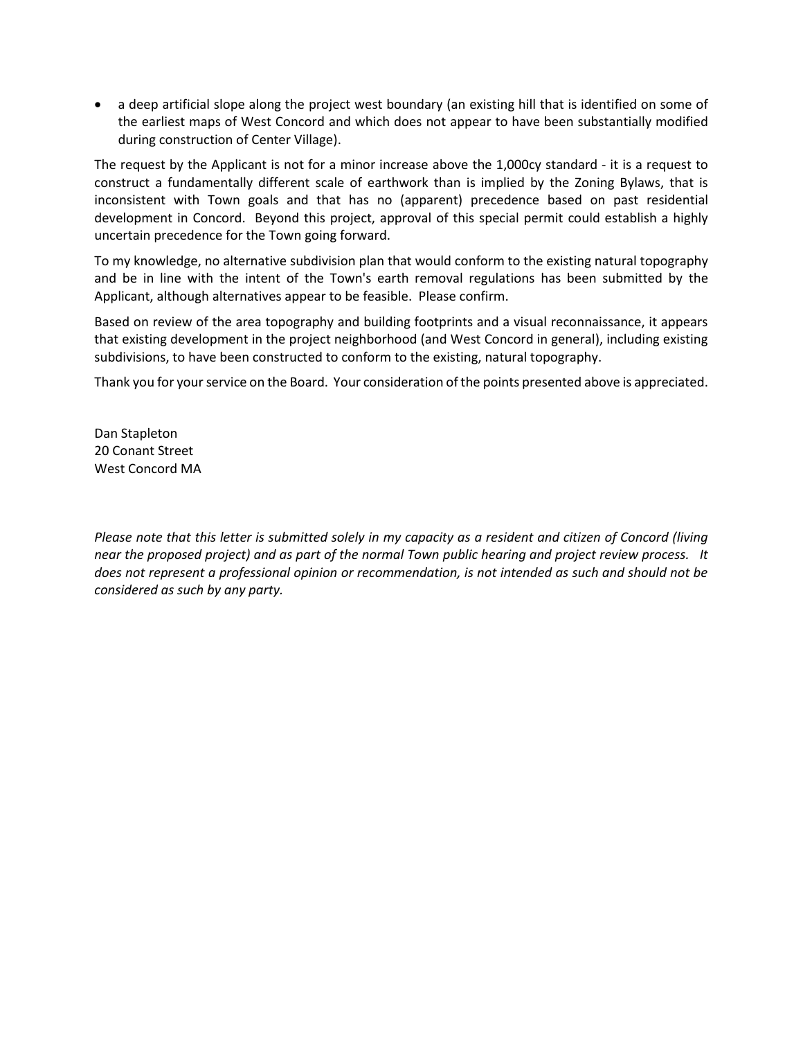- a deep artificial slope along the project west boundary (an existing hill that is identified on some of the earliest maps of West Concord and which does not appear to have been substantially modified during construction of Center Village).

The request by the Applicant is not for a minor increase above the 1,000cy standard - it is a request to construct a fundamentally different scale of earthwork than is implied by the Zoning Bylaws, that is inconsistent with Town goals and that has no (apparent) precedence based on past residential development in Concord. Beyond this project, approval of this special permit could establish a highly uncertain precedence for the Town going forward.

To my knowledge, no alternative subdivision plan that would conform to the existing natural topography and be in line with the intent of the Town's earth removal regulations has been submitted by the Applicant, although alternatives appear to be feasible. Please confirm.

Based on review of the area topography and building footprints and a visual reconnaissance, it appears that existing development in the project neighborhood (and West Concord in general), including existing subdivisions, to have been constructed to conform to the existing, natural topography.

Thank you for your service on the Board. Your consideration of the points presented above is appreciated.

Dan Stapleton
20 Conant Street
West Concord MA

*Please note that this letter is submitted solely in my capacity as a resident and citizen of Concord (living near the proposed project) and as part of the normal Town public hearing and project review process. It does not represent a professional opinion or recommendation, is not intended as such and should not be considered as such by any party.*